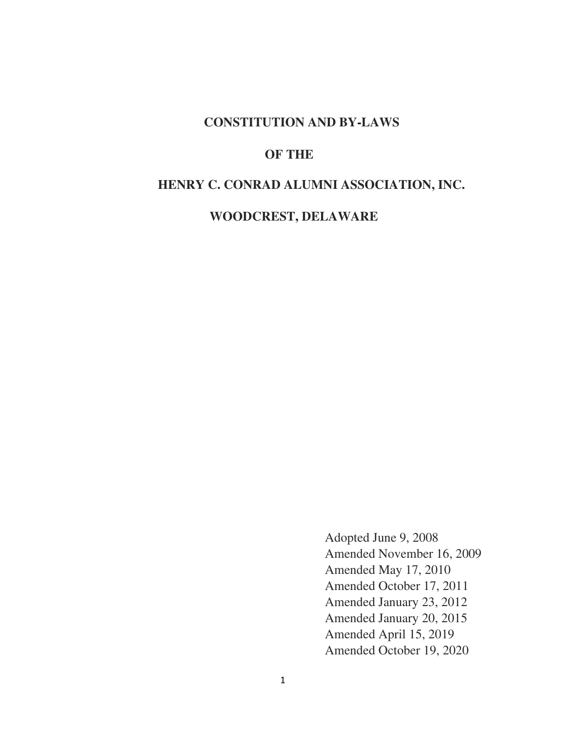# CONSTITUTION AND BY-LAWS

# OF THE

# HENRY C. CONRAD ALUMNI ASSOCIATION, INC.

# WOODCREST, DELAWARE

Adopted June 9, 2008
Amended November 16, 2009
Amended May 17, 2010
Amended October 17, 2011
Amended January 23, 2012
Amended January 20, 2015
Amended April 15, 2019
Amended October 19, 2020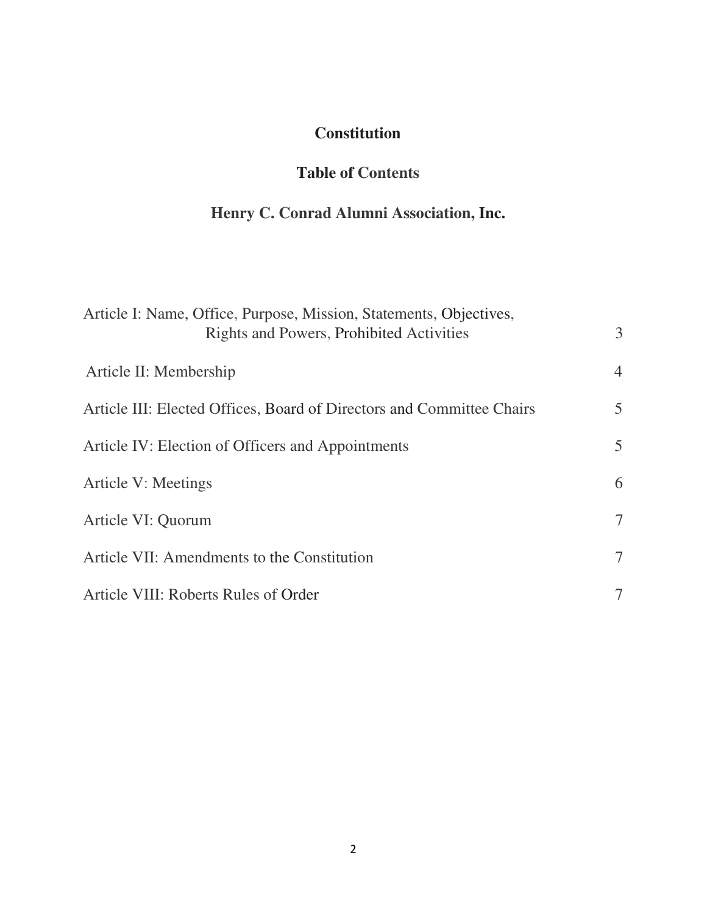# Constitution

## Table of Contents

## Henry C. Conrad Alumni Association, Inc.

| Article | Page |
|---|---|
| Article I: Name, Office, Purpose, Mission, Statements, Objectives, Rights and Powers, Prohibited Activities | 3 |
| Article II: Membership | 4 |
| Article III: Elected Offices, Board of Directors and Committee Chairs | 5 |
| Article IV: Election of Officers and Appointments | 5 |
| Article V: Meetings | 6 |
| Article VI: Quorum | 7 |
| Article VII: Amendments to the Constitution | 7 |
| Article VIII: Roberts Rules of Order | 7 |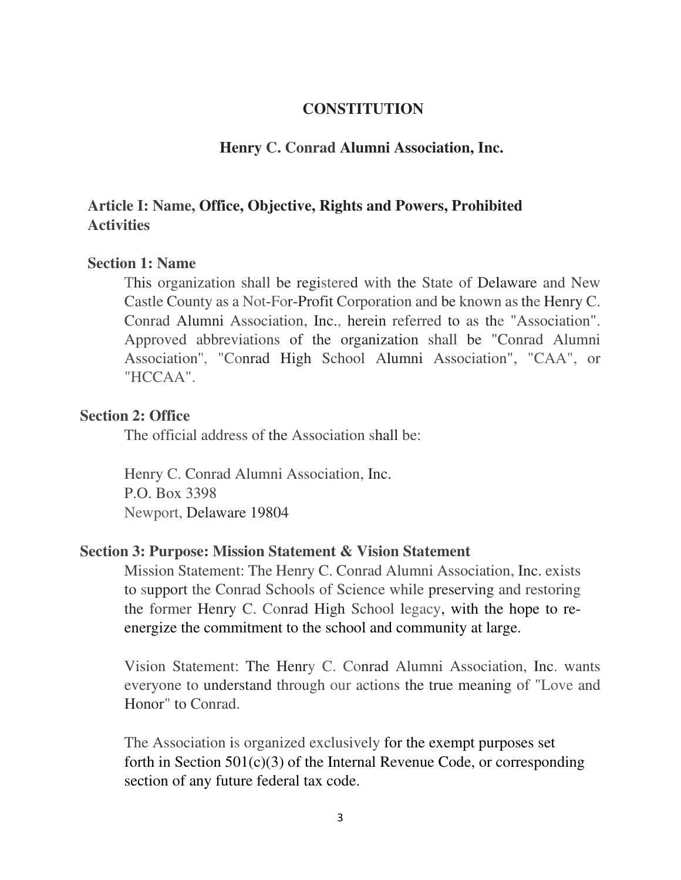# CONSTITUTION

## Henry C. Conrad Alumni Association, Inc.

### Article I: Name, Office, Objective, Rights and Powers, Prohibited Activities

#### Section 1: Name

This organization shall be registered with the State of Delaware and New Castle County as a Not-For-Profit Corporation and be known as the Henry C. Conrad Alumni Association, Inc., herein referred to as the "Association". Approved abbreviations of the organization shall be "Conrad Alumni Association", "Conrad High School Alumni Association", "CAA", or "HCCAA".

#### Section 2: Office

The official address of the Association shall be:

Henry C. Conrad Alumni Association, Inc.
P.O. Box 3398
Newport, Delaware 19804

#### Section 3: Purpose: Mission Statement & Vision Statement

Mission Statement: The Henry C. Conrad Alumni Association, Inc. exists to support the Conrad Schools of Science while preserving and restoring the former Henry C. Conrad High School legacy, with the hope to re-energize the commitment to the school and community at large.

Vision Statement: The Henry C. Conrad Alumni Association, Inc. wants everyone to understand through our actions the true meaning of "Love and Honor" to Conrad.

The Association is organized exclusively for the exempt purposes set forth in Section 501(c)(3) of the Internal Revenue Code, or corresponding section of any future federal tax code.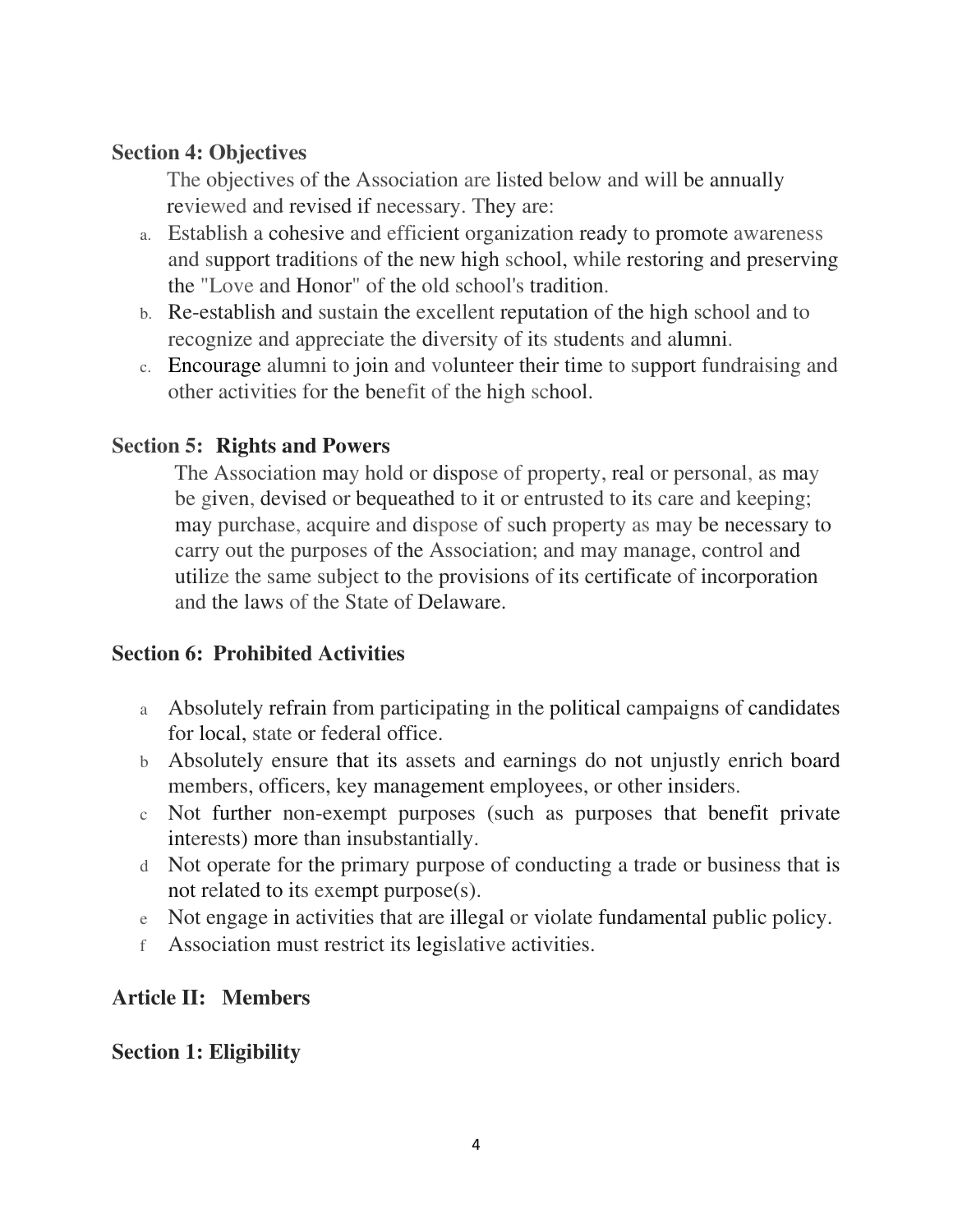**Section 4: Objectives**

The objectives of the Association are listed below and will be annually reviewed and revised if necessary. They are:

a. Establish a cohesive and efficient organization ready to promote awareness and support traditions of the new high school, while restoring and preserving the "Love and Honor" of the old school's tradition.
b. Re-establish and sustain the excellent reputation of the high school and to recognize and appreciate the diversity of its students and alumni.
c. Encourage alumni to join and volunteer their time to support fundraising and other activities for the benefit of the high school.

**Section 5: Rights and Powers**

The Association may hold or dispose of property, real or personal, as may be given, devised or bequeathed to it or entrusted to its care and keeping; may purchase, acquire and dispose of such property as may be necessary to carry out the purposes of the Association; and may manage, control and utilize the same subject to the provisions of its certificate of incorporation and the laws of the State of Delaware.

**Section 6: Prohibited Activities**

a Absolutely refrain from participating in the political campaigns of candidates for local, state or federal office.
b Absolutely ensure that its assets and earnings do not unjustly enrich board members, officers, key management employees, or other insiders.
c Not further non-exempt purposes (such as purposes that benefit private interests) more than insubstantially.
d Not operate for the primary purpose of conducting a trade or business that is not related to its exempt purpose(s).
e Not engage in activities that are illegal or violate fundamental public policy.
f Association must restrict its legislative activities.

**Article II: Members**

**Section 1: Eligibility**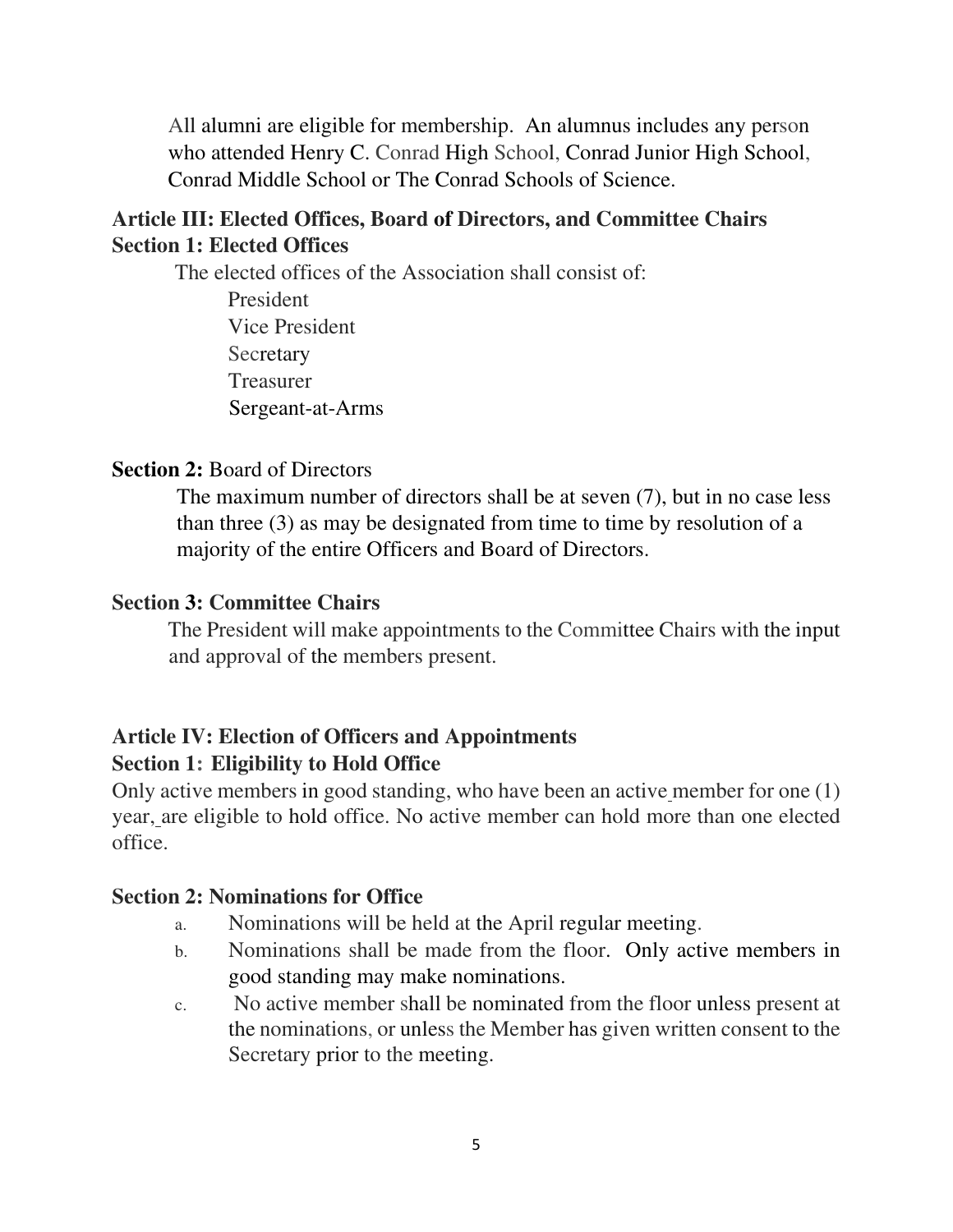All alumni are eligible for membership. An alumnus includes any person who attended Henry C. Conrad High School, Conrad Junior High School, Conrad Middle School or The Conrad Schools of Science.

## Article III: Elected Offices, Board of Directors, and Committee Chairs

### Section 1: Elected Offices

The elected offices of the Association shall consist of:

- President
- Vice President
- Secretary
- Treasurer
- Sergeant-at-Arms

### Section 2: Board of Directors

The maximum number of directors shall be at seven (7), but in no case less than three (3) as may be designated from time to time by resolution of a majority of the entire Officers and Board of Directors.

### Section 3: Committee Chairs

The President will make appointments to the Committee Chairs with the input and approval of the members present.

## Article IV: Election of Officers and Appointments

### Section 1: Eligibility to Hold Office

Only active members in good standing, who have been an active member for one (1) year, are eligible to hold office. No active member can hold more than one elected office.

### Section 2: Nominations for Office

a. Nominations will be held at the April regular meeting.

b. Nominations shall be made from the floor. Only active members in good standing may make nominations.

c. No active member shall be nominated from the floor unless present at the nominations, or unless the Member has given written consent to the Secretary prior to the meeting.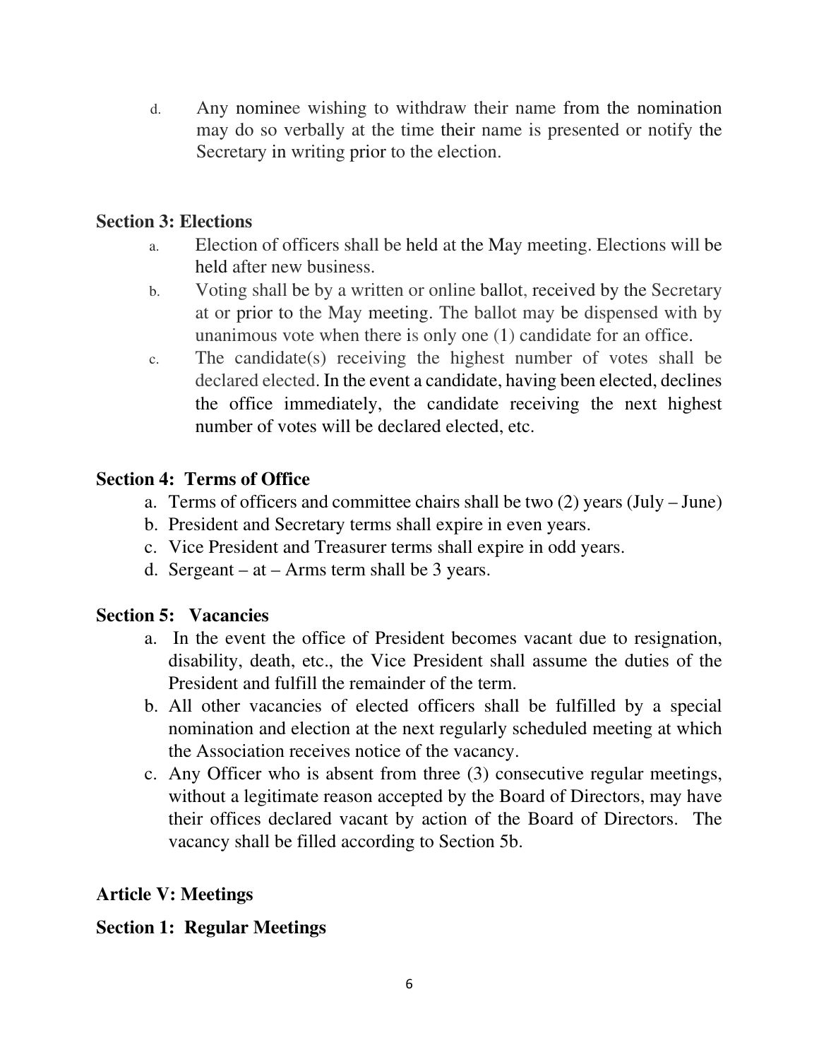d. Any nominee wishing to withdraw their name from the nomination may do so verbally at the time their name is presented or notify the Secretary in writing prior to the election.

**Section 3: Elections**

a. Election of officers shall be held at the May meeting. Elections will be held after new business.
b. Voting shall be by a written or online ballot, received by the Secretary at or prior to the May meeting. The ballot may be dispensed with by unanimous vote when there is only one (1) candidate for an office.
c. The candidate(s) receiving the highest number of votes shall be declared elected. In the event a candidate, having been elected, declines the office immediately, the candidate receiving the next highest number of votes will be declared elected, etc.

**Section 4: Terms of Office**

a. Terms of officers and committee chairs shall be two (2) years (July – June)
b. President and Secretary terms shall expire in even years.
c. Vice President and Treasurer terms shall expire in odd years.
d. Sergeant – at – Arms term shall be 3 years.

**Section 5: Vacancies**

a. In the event the office of President becomes vacant due to resignation, disability, death, etc., the Vice President shall assume the duties of the President and fulfill the remainder of the term.
b. All other vacancies of elected officers shall be fulfilled by a special nomination and election at the next regularly scheduled meeting at which the Association receives notice of the vacancy.
c. Any Officer who is absent from three (3) consecutive regular meetings, without a legitimate reason accepted by the Board of Directors, may have their offices declared vacant by action of the Board of Directors. The vacancy shall be filled according to Section 5b.

**Article V: Meetings**

**Section 1: Regular Meetings**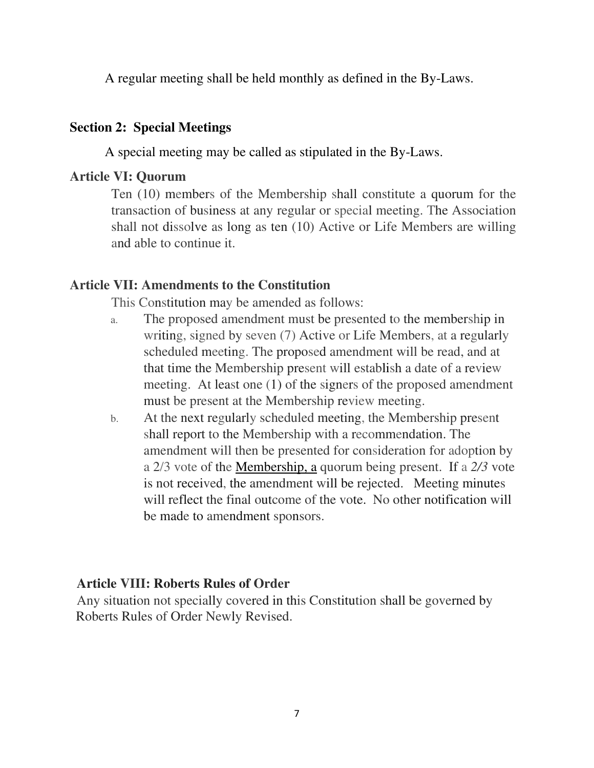A regular meeting shall be held monthly as defined in the By-Laws.

### Section 2: Special Meetings

A special meeting may be called as stipulated in the By-Laws.

## Article VI: Quorum

Ten (10) members of the Membership shall constitute a quorum for the transaction of business at any regular or special meeting. The Association shall not dissolve as long as ten (10) Active or Life Members are willing and able to continue it.

## Article VII: Amendments to the Constitution

This Constitution may be amended as follows:

a. The proposed amendment must be presented to the membership in writing, signed by seven (7) Active or Life Members, at a regularly scheduled meeting. The proposed amendment will be read, and at that time the Membership present will establish a date of a review meeting. At least one (1) of the signers of the proposed amendment must be present at the Membership review meeting.

b. At the next regularly scheduled meeting, the Membership present shall report to the Membership with a recommendation. The amendment will then be presented for consideration for adoption by a 2/3 vote of the Membership, a quorum being present. If a *2/3* vote is not received, the amendment will be rejected. Meeting minutes will reflect the final outcome of the vote. No other notification will be made to amendment sponsors.

## Article VIII: Roberts Rules of Order

Any situation not specially covered in this Constitution shall be governed by Roberts Rules of Order Newly Revised.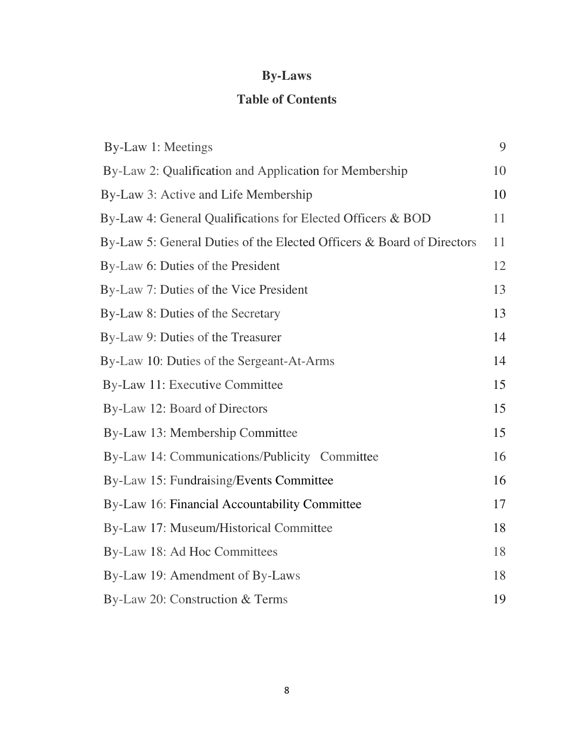# By-Laws

## Table of Contents

| | |
|---|---|
| By-Law 1: Meetings | 9 |
| By-Law 2: Qualification and Application for Membership | 10 |
| By-Law 3: Active and Life Membership | 10 |
| By-Law 4: General Qualifications for Elected Officers & BOD | 11 |
| By-Law 5: General Duties of the Elected Officers & Board of Directors | 11 |
| By-Law 6: Duties of the President | 12 |
| By-Law 7: Duties of the Vice President | 13 |
| By-Law 8: Duties of the Secretary | 13 |
| By-Law 9: Duties of the Treasurer | 14 |
| By-Law 10: Duties of the Sergeant-At-Arms | 14 |
| By-Law 11: Executive Committee | 15 |
| By-Law 12: Board of Directors | 15 |
| By-Law 13: Membership Committee | 15 |
| By-Law 14: Communications/Publicity Committee | 16 |
| By-Law 15: Fundraising/Events Committee | 16 |
| By-Law 16: Financial Accountability Committee | 17 |
| By-Law 17: Museum/Historical Committee | 18 |
| By-Law 18: Ad Hoc Committees | 18 |
| By-Law 19: Amendment of By-Laws | 18 |
| By-Law 20: Construction & Terms | 19 |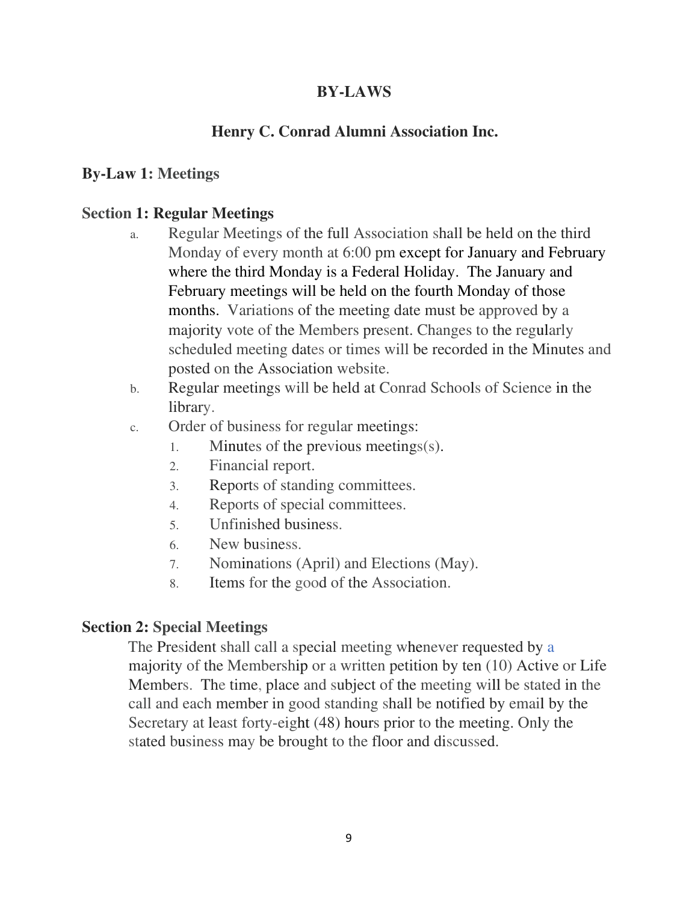# BY-LAWS

## Henry C. Conrad Alumni Association Inc.

### By-Law 1: Meetings

#### Section 1: Regular Meetings

a. Regular Meetings of the full Association shall be held on the third Monday of every month at 6:00 pm except for January and February where the third Monday is a Federal Holiday. The January and February meetings will be held on the fourth Monday of those months. Variations of the meeting date must be approved by a majority vote of the Members present. Changes to the regularly scheduled meeting dates or times will be recorded in the Minutes and posted on the Association website.

b. Regular meetings will be held at Conrad Schools of Science in the library.

c. Order of business for regular meetings:
   1. Minutes of the previous meetings(s).
   2. Financial report.
   3. Reports of standing committees.
   4. Reports of special committees.
   5. Unfinished business.
   6. New business.
   7. Nominations (April) and Elections (May).
   8. Items for the good of the Association.

#### Section 2: Special Meetings

The President shall call a special meeting whenever requested by a majority of the Membership or a written petition by ten (10) Active or Life Members. The time, place and subject of the meeting will be stated in the call and each member in good standing shall be notified by email by the Secretary at least forty-eight (48) hours prior to the meeting. Only the stated business may be brought to the floor and discussed.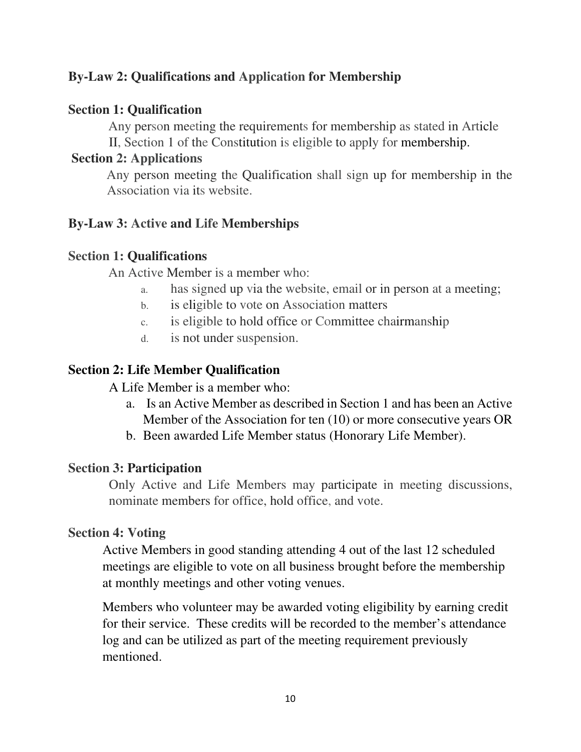## By-Law 2: Qualifications and Application for Membership

### Section 1: Qualification

Any person meeting the requirements for membership as stated in Article II, Section 1 of the Constitution is eligible to apply for membership.

### Section 2: Applications

Any person meeting the Qualification shall sign up for membership in the Association via its website.

## By-Law 3: Active and Life Memberships

### Section 1: Qualifications

An Active Member is a member who:

a. has signed up via the website, email or in person at a meeting;
b. is eligible to vote on Association matters
c. is eligible to hold office or Committee chairmanship
d. is not under suspension.

### Section 2: Life Member Qualification

A Life Member is a member who:

a. Is an Active Member as described in Section 1 and has been an Active Member of the Association for ten (10) or more consecutive years OR
b. Been awarded Life Member status (Honorary Life Member).

### Section 3: Participation

Only Active and Life Members may participate in meeting discussions, nominate members for office, hold office, and vote.

### Section 4: Voting

Active Members in good standing attending 4 out of the last 12 scheduled meetings are eligible to vote on all business brought before the membership at monthly meetings and other voting venues.

Members who volunteer may be awarded voting eligibility by earning credit for their service. These credits will be recorded to the member's attendance log and can be utilized as part of the meeting requirement previously mentioned.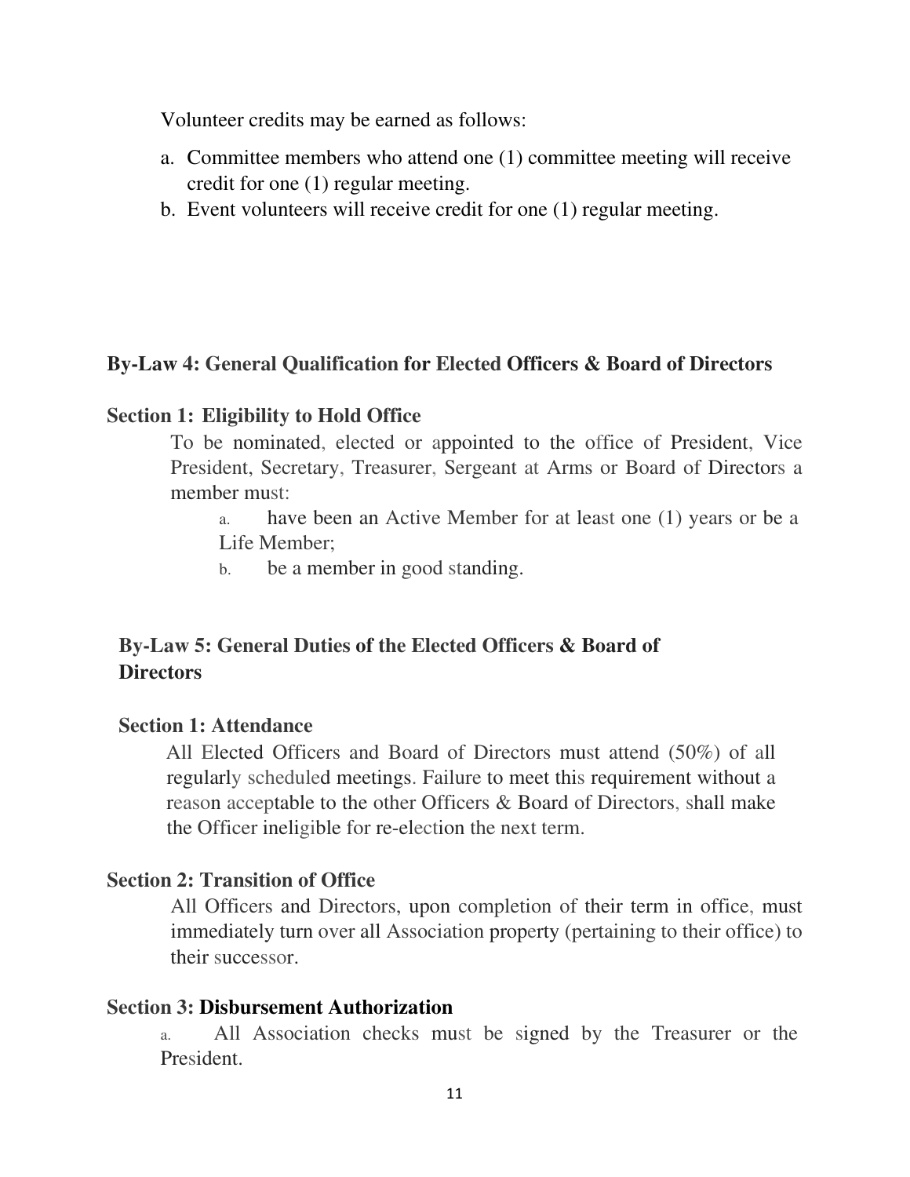Volunteer credits may be earned as follows:

a. Committee members who attend one (1) committee meeting will receive credit for one (1) regular meeting.
b. Event volunteers will receive credit for one (1) regular meeting.

## By-Law 4: General Qualification for Elected Officers & Board of Directors

### Section 1: Eligibility to Hold Office

To be nominated, elected or appointed to the office of President, Vice President, Secretary, Treasurer, Sergeant at Arms or Board of Directors a member must:

a. have been an Active Member for at least one (1) years or be a Life Member;
b. be a member in good standing.

## By-Law 5: General Duties of the Elected Officers & Board of Directors

### Section 1: Attendance

All Elected Officers and Board of Directors must attend (50%) of all regularly scheduled meetings. Failure to meet this requirement without a reason acceptable to the other Officers & Board of Directors, shall make the Officer ineligible for re-election the next term.

### Section 2: Transition of Office

All Officers and Directors, upon completion of their term in office, must immediately turn over all Association property (pertaining to their office) to their successor.

### Section 3: Disbursement Authorization

a. All Association checks must be signed by the Treasurer or the President.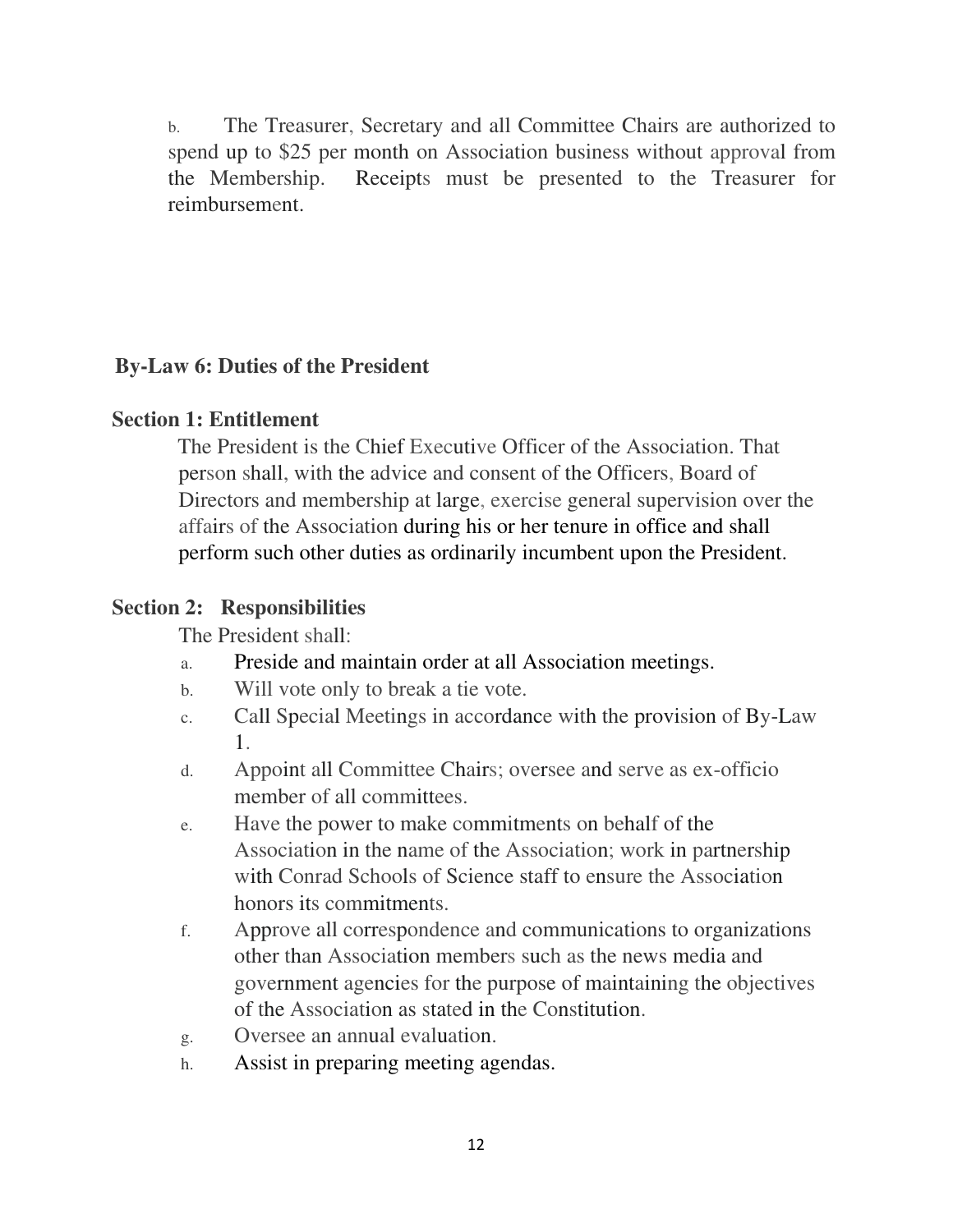b. The Treasurer, Secretary and all Committee Chairs are authorized to spend up to $25 per month on Association business without approval from the Membership. Receipts must be presented to the Treasurer for reimbursement.

## By-Law 6: Duties of the President

### Section 1: Entitlement

The President is the Chief Executive Officer of the Association. That person shall, with the advice and consent of the Officers, Board of Directors and membership at large, exercise general supervision over the affairs of the Association during his or her tenure in office and shall perform such other duties as ordinarily incumbent upon the President.

### Section 2: Responsibilities

The President shall:

a. Preside and maintain order at all Association meetings.
b. Will vote only to break a tie vote.
c. Call Special Meetings in accordance with the provision of By-Law 1.
d. Appoint all Committee Chairs; oversee and serve as ex-officio member of all committees.
e. Have the power to make commitments on behalf of the Association in the name of the Association; work in partnership with Conrad Schools of Science staff to ensure the Association honors its commitments.
f. Approve all correspondence and communications to organizations other than Association members such as the news media and government agencies for the purpose of maintaining the objectives of the Association as stated in the Constitution.
g. Oversee an annual evaluation.
h. Assist in preparing meeting agendas.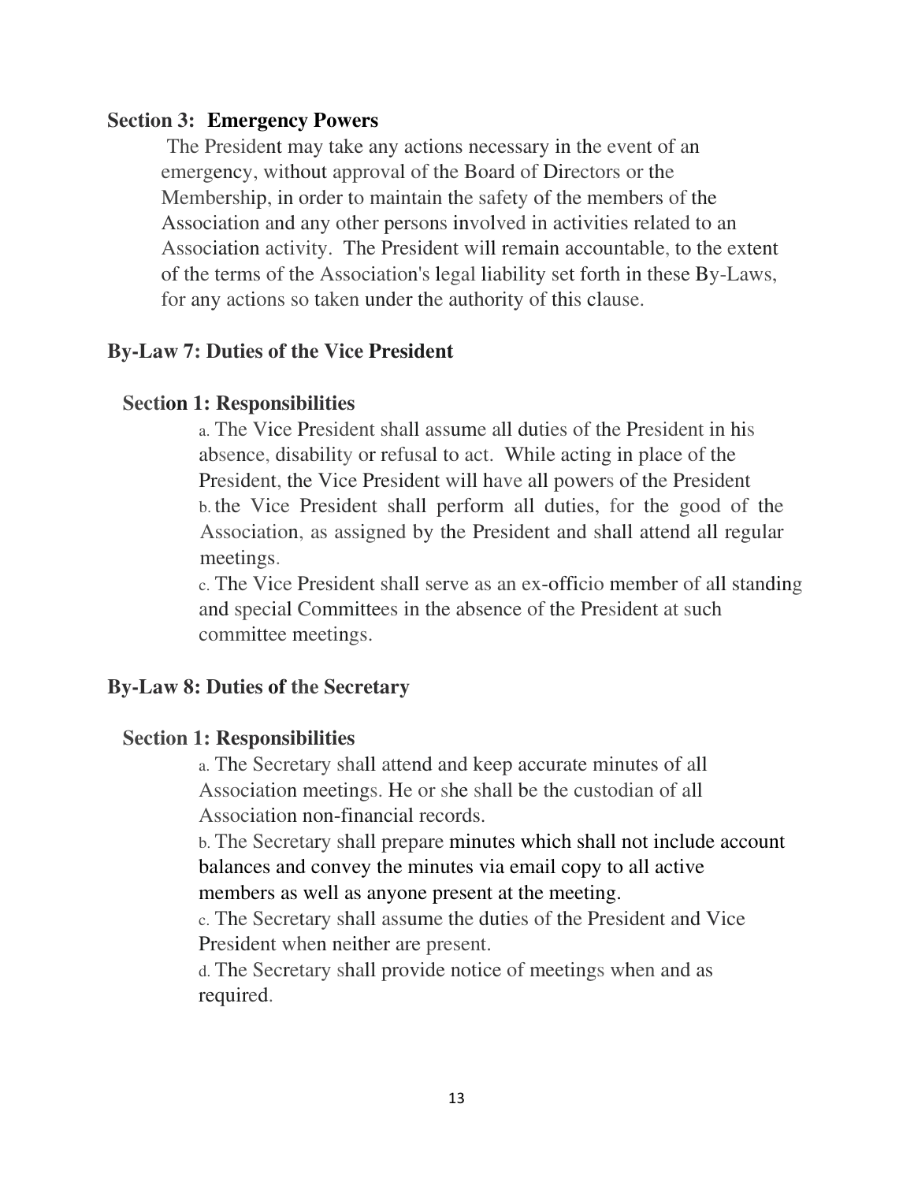### Section 3: Emergency Powers

The President may take any actions necessary in the event of an emergency, without approval of the Board of Directors or the Membership, in order to maintain the safety of the members of the Association and any other persons involved in activities related to an Association activity. The President will remain accountable, to the extent of the terms of the Association's legal liability set forth in these By-Laws, for any actions so taken under the authority of this clause.

## By-Law 7: Duties of the Vice President

### Section 1: Responsibilities

a. The Vice President shall assume all duties of the President in his absence, disability or refusal to act. While acting in place of the President, the Vice President will have all powers of the President

b. the Vice President shall perform all duties, for the good of the Association, as assigned by the President and shall attend all regular meetings.

c. The Vice President shall serve as an ex-officio member of all standing and special Committees in the absence of the President at such committee meetings.

## By-Law 8: Duties of the Secretary

### Section 1: Responsibilities

a. The Secretary shall attend and keep accurate minutes of all Association meetings. He or she shall be the custodian of all Association non-financial records.

b. The Secretary shall prepare minutes which shall not include account balances and convey the minutes via email copy to all active members as well as anyone present at the meeting.

c. The Secretary shall assume the duties of the President and Vice President when neither are present.

d. The Secretary shall provide notice of meetings when and as required.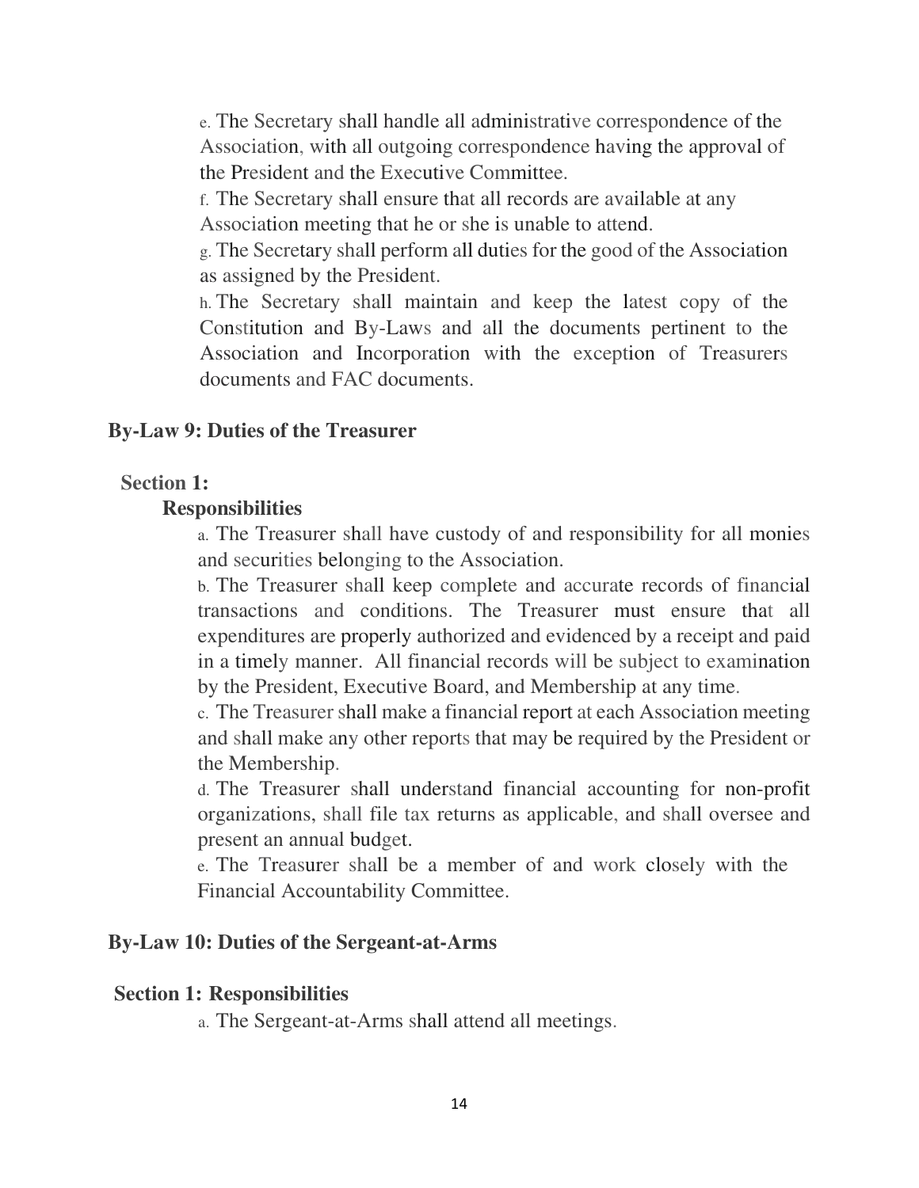e. The Secretary shall handle all administrative correspondence of the Association, with all outgoing correspondence having the approval of the President and the Executive Committee.

f. The Secretary shall ensure that all records are available at any Association meeting that he or she is unable to attend.

g. The Secretary shall perform all duties for the good of the Association as assigned by the President.

h. The Secretary shall maintain and keep the latest copy of the Constitution and By-Laws and all the documents pertinent to the Association and Incorporation with the exception of Treasurers documents and FAC documents.

## By-Law 9: Duties of the Treasurer

### Section 1:

#### Responsibilities

a. The Treasurer shall have custody of and responsibility for all monies and securities belonging to the Association.

b. The Treasurer shall keep complete and accurate records of financial transactions and conditions. The Treasurer must ensure that all expenditures are properly authorized and evidenced by a receipt and paid in a timely manner. All financial records will be subject to examination by the President, Executive Board, and Membership at any time.

c. The Treasurer shall make a financial report at each Association meeting and shall make any other reports that may be required by the President or the Membership.

d. The Treasurer shall understand financial accounting for non-profit organizations, shall file tax returns as applicable, and shall oversee and present an annual budget.

e. The Treasurer shall be a member of and work closely with the Financial Accountability Committee.

## By-Law 10: Duties of the Sergeant-at-Arms

### Section 1: Responsibilities

a. The Sergeant-at-Arms shall attend all meetings.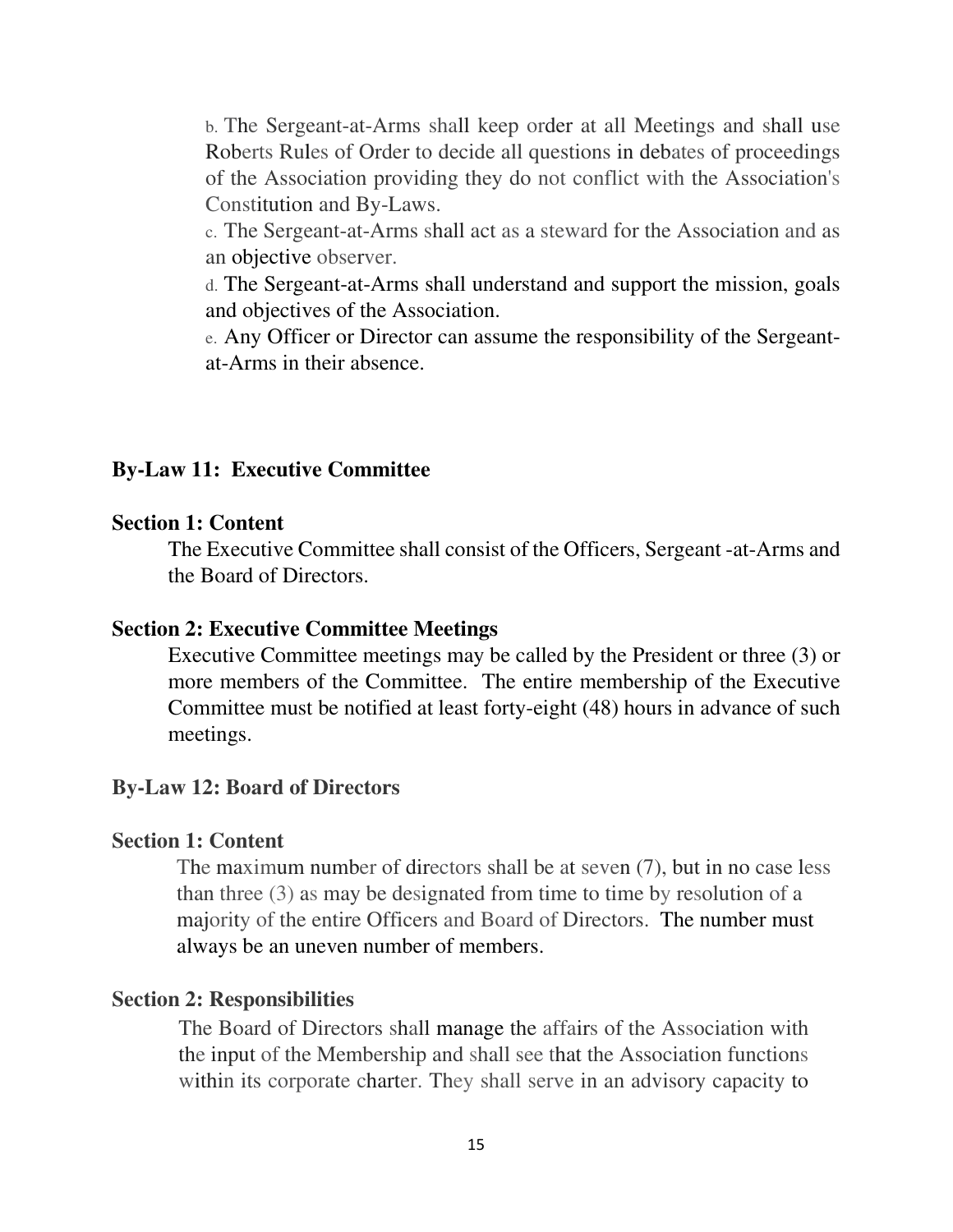b. The Sergeant-at-Arms shall keep order at all Meetings and shall use Roberts Rules of Order to decide all questions in debates of proceedings of the Association providing they do not conflict with the Association's Constitution and By-Laws.

c. The Sergeant-at-Arms shall act as a steward for the Association and as an objective observer.

d. The Sergeant-at-Arms shall understand and support the mission, goals and objectives of the Association.

e. Any Officer or Director can assume the responsibility of the Sergeant-at-Arms in their absence.

## By-Law 11: Executive Committee

### Section 1: Content

The Executive Committee shall consist of the Officers, Sergeant -at-Arms and the Board of Directors.

### Section 2: Executive Committee Meetings

Executive Committee meetings may be called by the President or three (3) or more members of the Committee. The entire membership of the Executive Committee must be notified at least forty-eight (48) hours in advance of such meetings.

## By-Law 12: Board of Directors

### Section 1: Content

The maximum number of directors shall be at seven (7), but in no case less than three (3) as may be designated from time to time by resolution of a majority of the entire Officers and Board of Directors. The number must always be an uneven number of members.

### Section 2: Responsibilities

The Board of Directors shall manage the affairs of the Association with the input of the Membership and shall see that the Association functions within its corporate charter. They shall serve in an advisory capacity to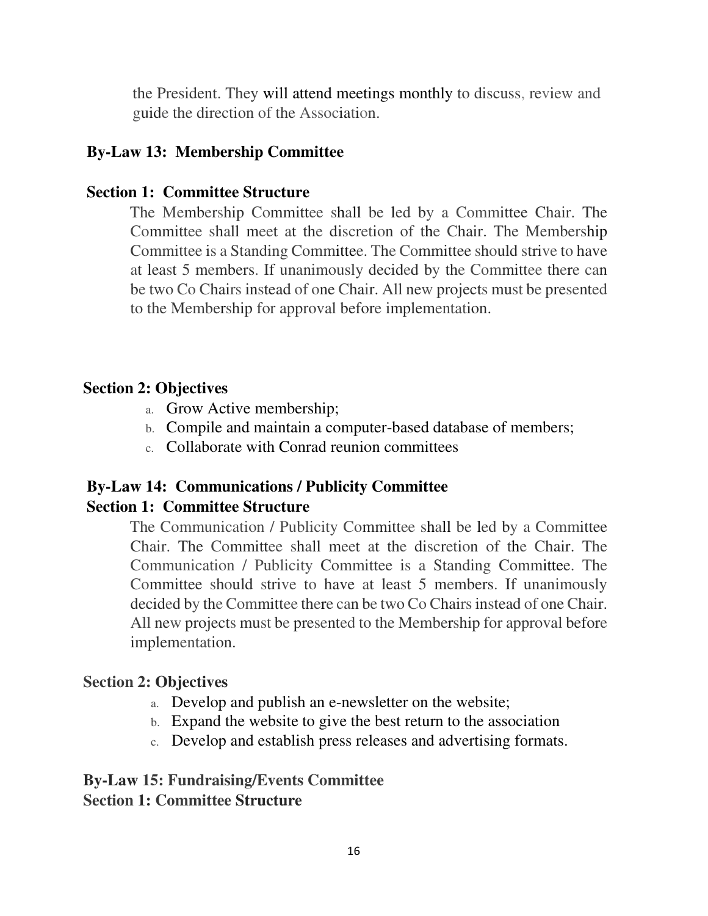the President. They will attend meetings monthly to discuss, review and guide the direction of the Association.

**By-Law 13: Membership Committee**

**Section 1: Committee Structure**

The Membership Committee shall be led by a Committee Chair. The Committee shall meet at the discretion of the Chair. The Membership Committee is a Standing Committee. The Committee should strive to have at least 5 members. If unanimously decided by the Committee there can be two Co Chairs instead of one Chair. All new projects must be presented to the Membership for approval before implementation.

**Section 2: Objectives**

a. Grow Active membership;
b. Compile and maintain a computer-based database of members;
c. Collaborate with Conrad reunion committees

**By-Law 14: Communications / Publicity Committee**

**Section 1: Committee Structure**

The Communication / Publicity Committee shall be led by a Committee Chair. The Committee shall meet at the discretion of the Chair. The Communication / Publicity Committee is a Standing Committee. The Committee should strive to have at least 5 members. If unanimously decided by the Committee there can be two Co Chairs instead of one Chair. All new projects must be presented to the Membership for approval before implementation.

**Section 2: Objectives**

a. Develop and publish an e-newsletter on the website;
b. Expand the website to give the best return to the association
c. Develop and establish press releases and advertising formats.

**By-Law 15: Fundraising/Events Committee**

**Section 1: Committee Structure**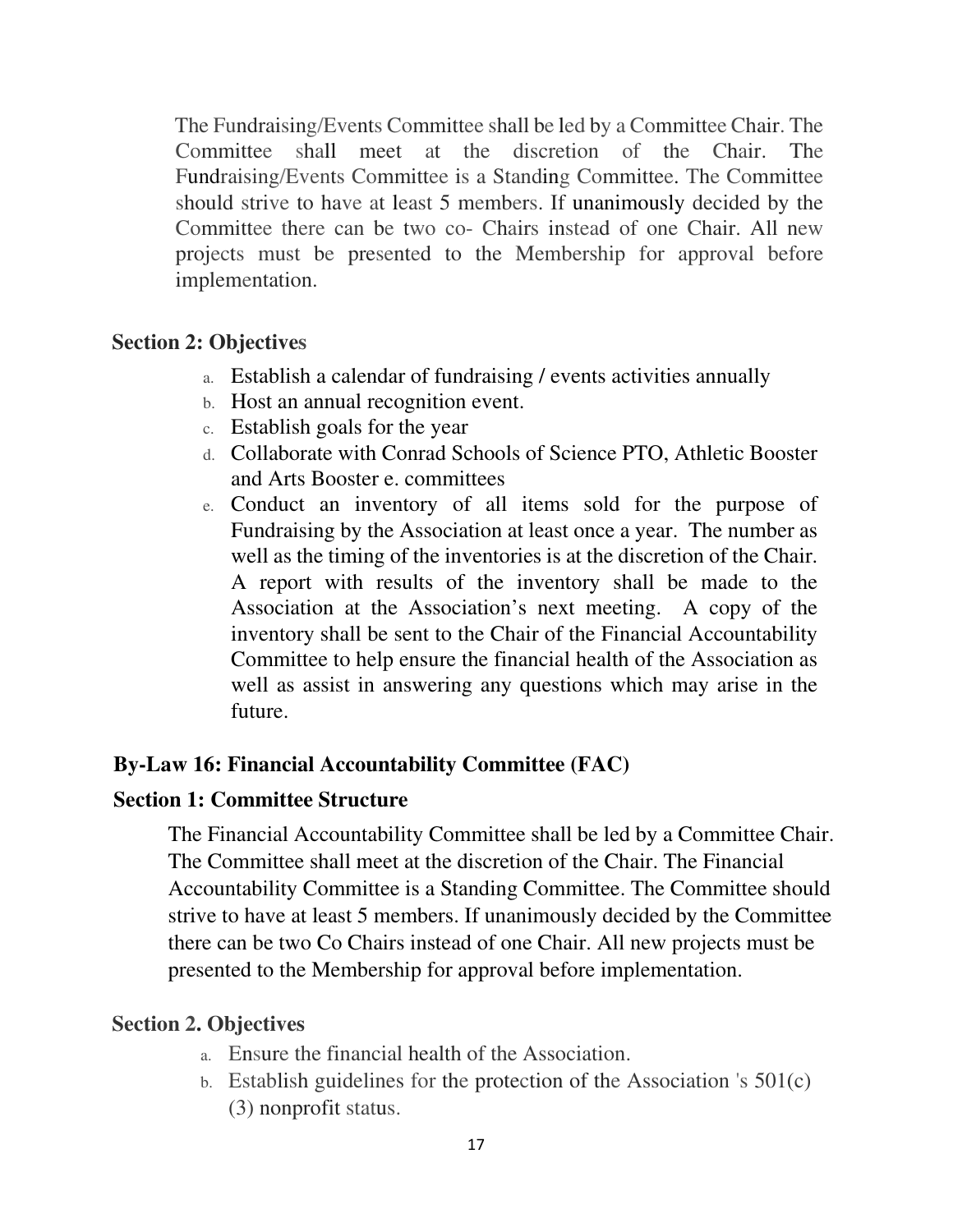The Fundraising/Events Committee shall be led by a Committee Chair. The Committee shall meet at the discretion of the Chair. The Fundraising/Events Committee is a Standing Committee. The Committee should strive to have at least 5 members. If unanimously decided by the Committee there can be two co- Chairs instead of one Chair. All new projects must be presented to the Membership for approval before implementation.

**Section 2: Objectives**

a. Establish a calendar of fundraising / events activities annually
b. Host an annual recognition event.
c. Establish goals for the year
d. Collaborate with Conrad Schools of Science PTO, Athletic Booster and Arts Booster e. committees
e. Conduct an inventory of all items sold for the purpose of Fundraising by the Association at least once a year. The number as well as the timing of the inventories is at the discretion of the Chair. A report with results of the inventory shall be made to the Association at the Association's next meeting. A copy of the inventory shall be sent to the Chair of the Financial Accountability Committee to help ensure the financial health of the Association as well as assist in answering any questions which may arise in the future.

**By-Law 16: Financial Accountability Committee (FAC)**

**Section 1: Committee Structure**

The Financial Accountability Committee shall be led by a Committee Chair. The Committee shall meet at the discretion of the Chair. The Financial Accountability Committee is a Standing Committee. The Committee should strive to have at least 5 members. If unanimously decided by the Committee there can be two Co Chairs instead of one Chair. All new projects must be presented to the Membership for approval before implementation.

**Section 2. Objectives**

a. Ensure the financial health of the Association.
b. Establish guidelines for the protection of the Association 's 501(c)(3) nonprofit status.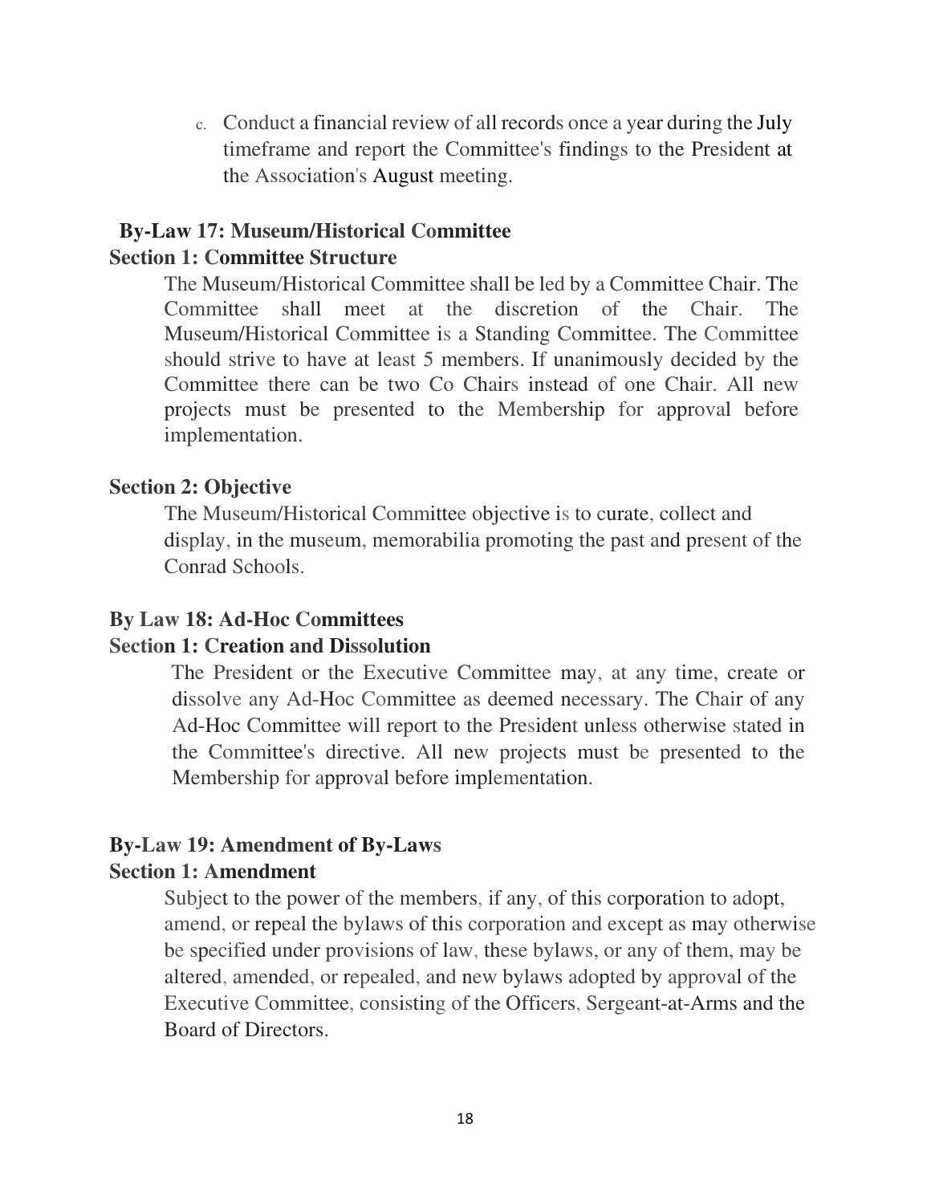c. Conduct a financial review of all records once a year during the July timeframe and report the Committee's findings to the President at the Association's August meeting.

## By-Law 17: Museum/Historical Committee

### Section 1: Committee Structure

The Museum/Historical Committee shall be led by a Committee Chair. The Committee shall meet at the discretion of the Chair. The Museum/Historical Committee is a Standing Committee. The Committee should strive to have at least 5 members. If unanimously decided by the Committee there can be two Co Chairs instead of one Chair. All new projects must be presented to the Membership for approval before implementation.

### Section 2: Objective

The Museum/Historical Committee objective is to curate, collect and display, in the museum, memorabilia promoting the past and present of the Conrad Schools.

## By Law 18: Ad-Hoc Committees

### Section 1: Creation and Dissolution

The President or the Executive Committee may, at any time, create or dissolve any Ad-Hoc Committee as deemed necessary. The Chair of any Ad-Hoc Committee will report to the President unless otherwise stated in the Committee's directive. All new projects must be presented to the Membership for approval before implementation.

## By-Law 19: Amendment of By-Laws

### Section 1: Amendment

Subject to the power of the members, if any, of this corporation to adopt, amend, or repeal the bylaws of this corporation and except as may otherwise be specified under provisions of law, these bylaws, or any of them, may be altered, amended, or repealed, and new bylaws adopted by approval of the Executive Committee, consisting of the Officers, Sergeant-at-Arms and the Board of Directors.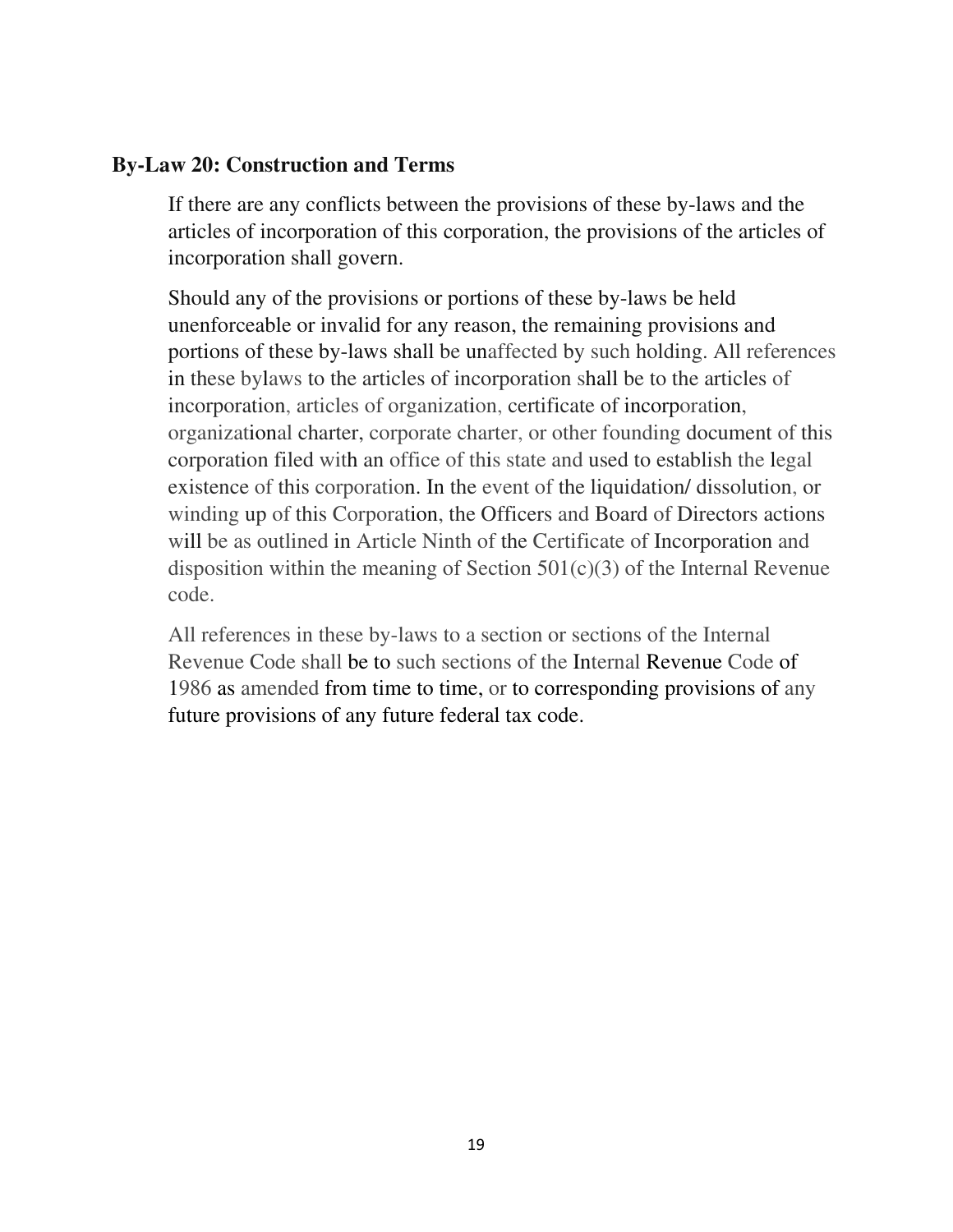### By-Law 20: Construction and Terms

If there are any conflicts between the provisions of these by-laws and the articles of incorporation of this corporation, the provisions of the articles of incorporation shall govern.

Should any of the provisions or portions of these by-laws be held unenforceable or invalid for any reason, the remaining provisions and portions of these by-laws shall be unaffected by such holding. All references in these bylaws to the articles of incorporation shall be to the articles of incorporation, articles of organization, certificate of incorporation, organizational charter, corporate charter, or other founding document of this corporation filed with an office of this state and used to establish the legal existence of this corporation. In the event of the liquidation/ dissolution, or winding up of this Corporation, the Officers and Board of Directors actions will be as outlined in Article Ninth of the Certificate of Incorporation and disposition within the meaning of Section 501(c)(3) of the Internal Revenue code.

All references in these by-laws to a section or sections of the Internal Revenue Code shall be to such sections of the Internal Revenue Code of 1986 as amended from time to time, or to corresponding provisions of any future provisions of any future federal tax code.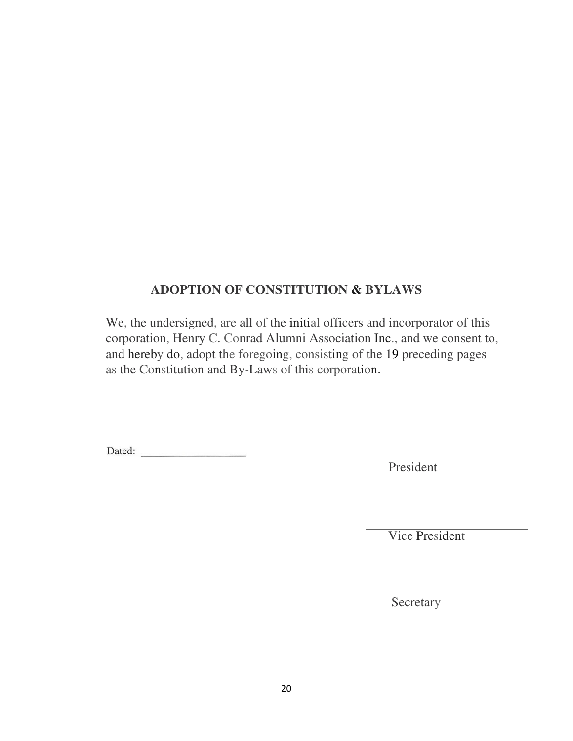## ADOPTION OF CONSTITUTION & BYLAWS

We, the undersigned, are all of the initial officers and incorporator of this corporation, Henry C. Conrad Alumni Association Inc., and we consent to, and hereby do, adopt the foregoing, consisting of the 19 preceding pages as the Constitution and By-Laws of this corporation.

Dated: ____________________

______________________________
President

______________________________
Vice President

______________________________
Secretary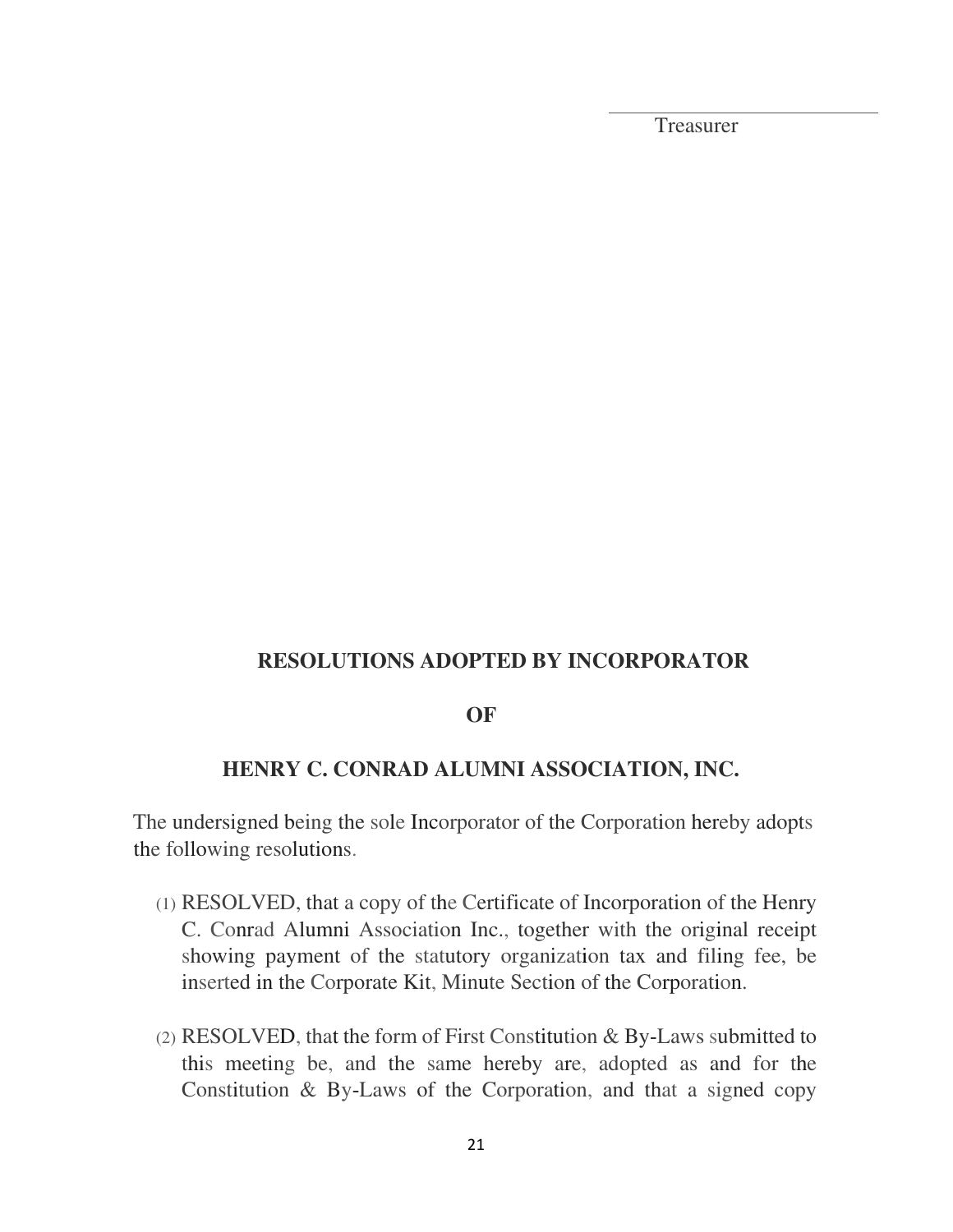\_\_\_\_\_\_\_\_\_\_\_\_\_\_\_\_\_\_\_\_\_\_\_\_\_\_\_\_

Treasurer

**RESOLUTIONS ADOPTED BY INCORPORATOR**

**OF**

**HENRY C. CONRAD ALUMNI ASSOCIATION, INC.**

The undersigned being the sole Incorporator of the Corporation hereby adopts the following resolutions.

(1) RESOLVED, that a copy of the Certificate of Incorporation of the Henry C. Conrad Alumni Association Inc., together with the original receipt showing payment of the statutory organization tax and filing fee, be inserted in the Corporate Kit, Minute Section of the Corporation.

(2) RESOLVED, that the form of First Constitution & By-Laws submitted to this meeting be, and the same hereby are, adopted as and for the Constitution & By-Laws of the Corporation, and that a signed copy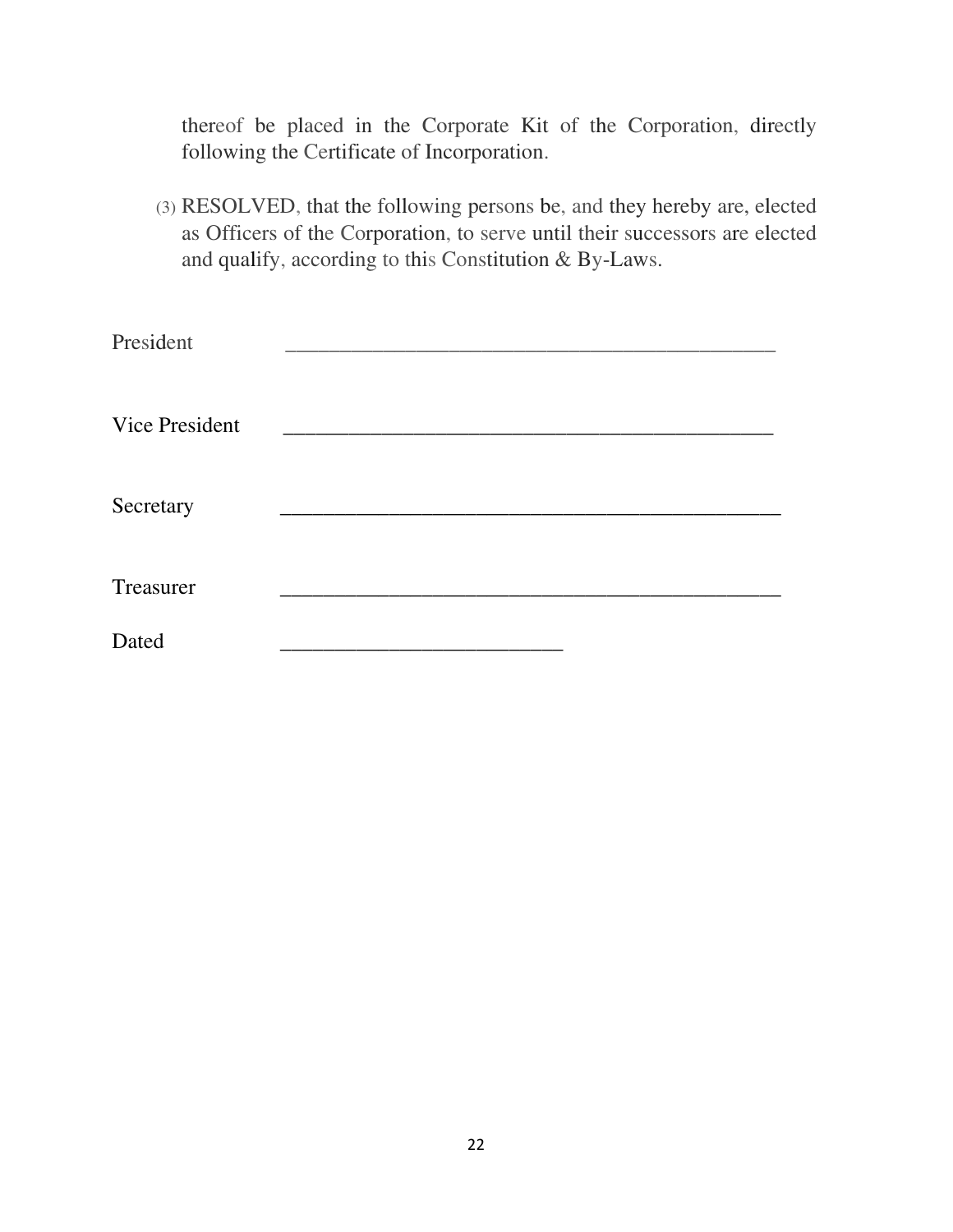thereof be placed in the Corporate Kit of the Corporation, directly following the Certificate of Incorporation.

(3) RESOLVED, that the following persons be, and they hereby are, elected as Officers of the Corporation, to serve until their successors are elected and qualify, according to this Constitution & By-Laws.

President _______________________________________________

Vice President _______________________________________________

Secretary _______________________________________________

Treasurer _______________________________________________

Dated __________________________